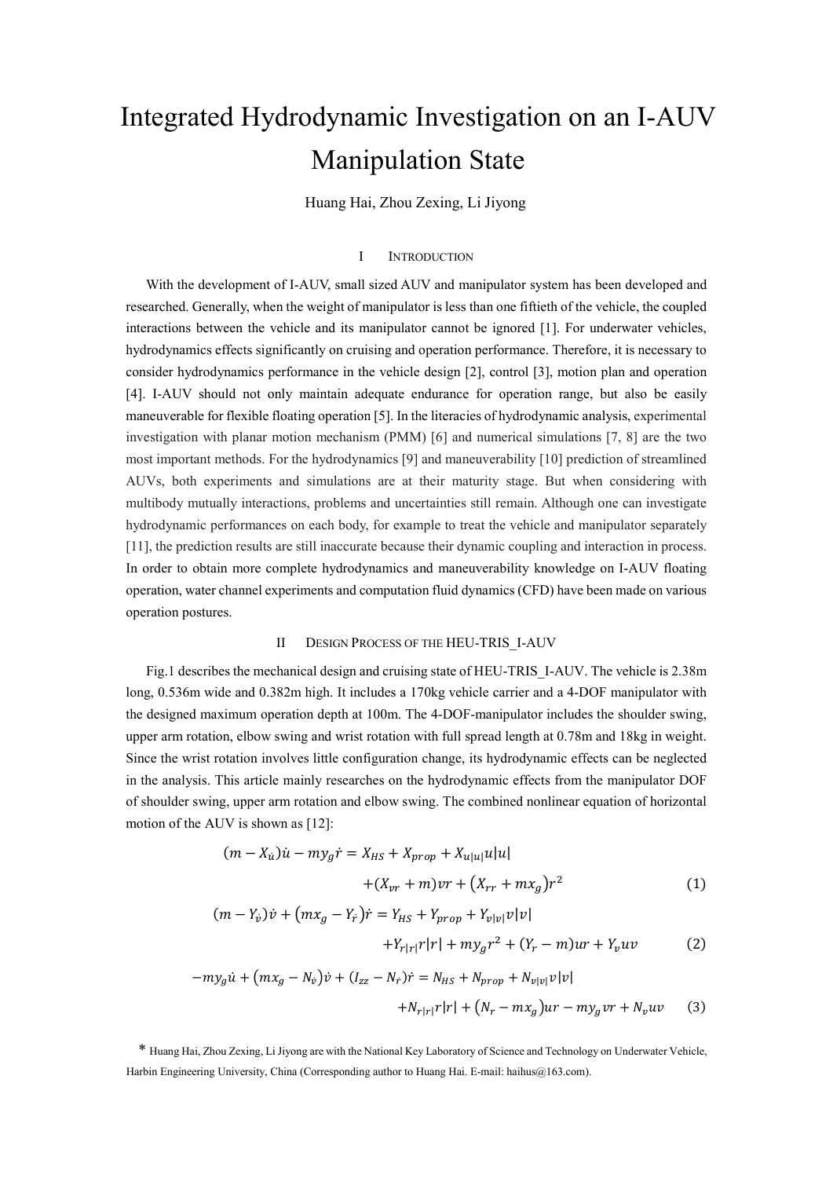# Integrated Hydrodynamic Investigation on an I-AUV Manipulation State

Huang Hai, Zhou Zexing, Li Jiyong

## I INTRODUCTION

With the development of I-AUV, small sized AUV and manipulator system has been developed and researched. Generally, when the weight of manipulator is less than one fiftieth of the vehicle, the coupled interactions between the vehicle and its manipulator cannot be ignored [1]. For underwater vehicles, hydrodynamics effects significantly on cruising and operation performance. Therefore, it is necessary to consider hydrodynamics performance in the vehicle design [2], control [3], motion plan and operation [4]. I-AUV should not only maintain adequate endurance for operation range, but also be easily maneuverable for flexible floating operation [5]. In the literacies of hydrodynamic analysis, experimental investigation with planar motion mechanism (PMM) [6] and numerical simulations [7, 8] are the two most important methods. For the hydrodynamics [9] and maneuverability [10] prediction of streamlined AUVs, both experiments and simulations are at their maturity stage. But when considering with multibody mutually interactions, problems and uncertainties still remain. Although one can investigate hydrodynamic performances on each body, for example to treat the vehicle and manipulator separately [11], the prediction results are still inaccurate because their dynamic coupling and interaction in process. In order to obtain more complete hydrodynamics and maneuverability knowledge on I-AUV floating operation, water channel experiments and computation fluid dynamics (CFD) have been made on various operation postures.

## II DESIGN PROCESS OF THE HEU-TRIS_I-AUV

Fig.1 describes the mechanical design and cruising state of HEU-TRIS_I-AUV. The vehicle is 2.38m long, 0.536m wide and 0.382m high. It includes a 170kg vehicle carrier and a 4-DOF manipulator with the designed maximum operation depth at 100m. The 4-DOF-manipulator includes the shoulder swing, upper arm rotation, elbow swing and wrist rotation with full spread length at 0.78m and 18kg in weight. Since the wrist rotation involves little configuration change, its hydrodynamic effects can be neglected in the analysis. This article mainly researches on the hydrodynamic effects from the manipulator DOF of shoulder swing, upper arm rotation and elbow swing. The combined nonlinear equation of horizontal motion of the AUV is shown as [12]:

$$(m - X_{\dot{u}})\dot{u} - my_g\dot{r} = X_{HS} + X_{prop} + X_{u|u|}u|u| + (X_{vr} + m)vr + (X_{rr} + mx_g)r^2 \tag{1}$$

$$(m - Y_{\dot{v}})\dot{v} + (mx_g - Y_{\dot{r}})\dot{r} = Y_{HS} + Y_{prop} + Y_{v|v|}v|v| + Y_{r|r|}r|r| + my_g r^2 + (Y_r - m)ur + Y_v uv \tag{2}$$

$$-my_g\dot{u} + (mx_g - N_{\dot{v}})\dot{v} + (I_{zz} - N_{\dot{r}})\dot{r} = N_{HS} + N_{prop} + N_{v|v|}v|v| + N_{r|r|}r|r| + (N_r - mx_g)ur - my_g vr + N_v uv \tag{3}$$

\* Huang Hai, Zhou Zexing, Li Jiyong are with the National Key Laboratory of Science and Technology on Underwater Vehicle, Harbin Engineering University, China (Corresponding author to Huang Hai. E-mail: haihus@163.com).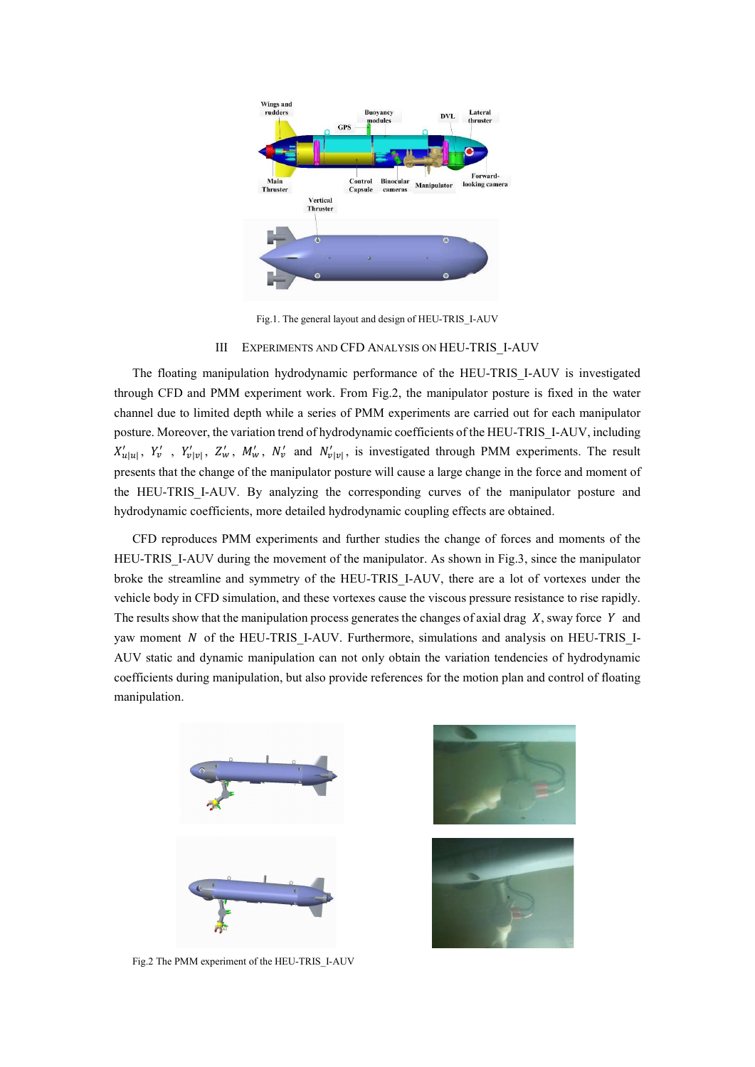Fig.1. The general layout and design of HEU-TRIS_I-AUV

## III EXPERIMENTS AND CFD ANALYSIS ON HEU-TRIS_I-AUV

The floating manipulation hydrodynamic performance of the HEU-TRIS_I-AUV is investigated through CFD and PMM experiment work. From Fig.2, the manipulator posture is fixed in the water channel due to limited depth while a series of PMM experiments are carried out for each manipulator posture. Moreover, the variation trend of hydrodynamic coefficients of the HEU-TRIS_I-AUV, including $X'_{u|u|}$, $Y'_v$ , $Y'_{v|v|}$, $Z'_w$, $M'_w$, $N'_v$ and $N'_{v|v|}$, is investigated through PMM experiments. The result presents that the change of the manipulator posture will cause a large change in the force and moment of the HEU-TRIS_I-AUV. By analyzing the corresponding curves of the manipulator posture and hydrodynamic coefficients, more detailed hydrodynamic coupling effects are obtained.

CFD reproduces PMM experiments and further studies the change of forces and moments of the HEU-TRIS_I-AUV during the movement of the manipulator. As shown in Fig.3, since the manipulator broke the streamline and symmetry of the HEU-TRIS_I-AUV, there are a lot of vortexes under the vehicle body in CFD simulation, and these vortexes cause the viscous pressure resistance to rise rapidly. The results show that the manipulation process generates the changes of axial drag $X$, sway force $Y$ and yaw moment $N$ of the HEU-TRIS_I-AUV. Furthermore, simulations and analysis on HEU-TRIS_I-AUV static and dynamic manipulation can not only obtain the variation tendencies of hydrodynamic coefficients during manipulation, but also provide references for the motion plan and control of floating manipulation.

Fig.2 The PMM experiment of the HEU-TRIS_I-AUV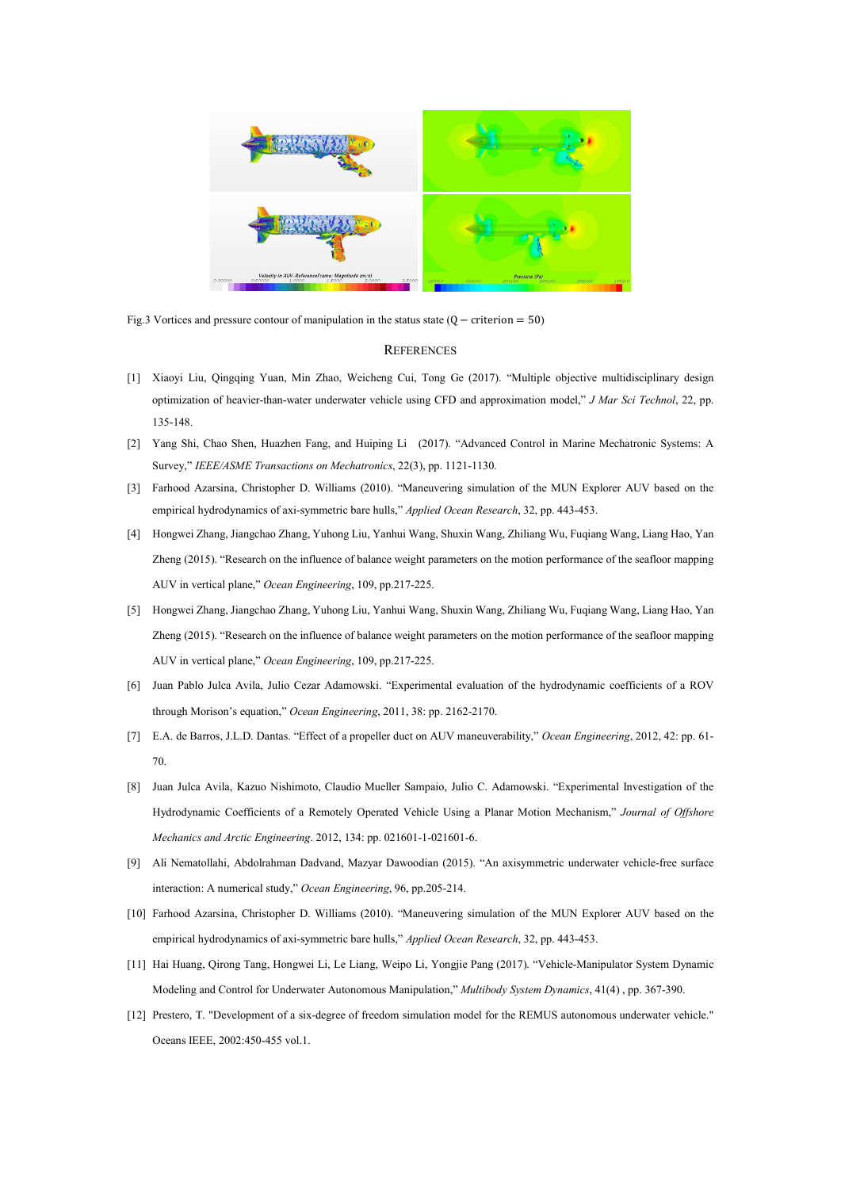Velocity in AUV-ReferenceFrame: Magnitude (m/s)

Pressure (Pa)

Fig.3 Vortices and pressure contour of manipulation in the status state ($Q - \text{criterion} = 50$)

## REFERENCES

[1] Xiaoyi Liu, Qingqing Yuan, Min Zhao, Weicheng Cui, Tong Ge (2017). "Multiple objective multidisciplinary design optimization of heavier-than-water underwater vehicle using CFD and approximation model," *J Mar Sci Technol*, 22, pp. 135-148.

[2] Yang Shi, Chao Shen, Huazhen Fang, and Huiping Li (2017). "Advanced Control in Marine Mechatronic Systems: A Survey," *IEEE/ASME Transactions on Mechatronics*, 22(3), pp. 1121-1130.

[3] Farhood Azarsina, Christopher D. Williams (2010). "Maneuvering simulation of the MUN Explorer AUV based on the empirical hydrodynamics of axi-symmetric bare hulls," *Applied Ocean Research*, 32, pp. 443-453.

[4] Hongwei Zhang, Jiangchao Zhang, Yuhong Liu, Yanhui Wang, Shuxin Wang, Zhiliang Wu, Fuqiang Wang, Liang Hao, Yan Zheng (2015). "Research on the influence of balance weight parameters on the motion performance of the seafloor mapping AUV in vertical plane," *Ocean Engineering*, 109, pp.217-225.

[5] Hongwei Zhang, Jiangchao Zhang, Yuhong Liu, Yanhui Wang, Shuxin Wang, Zhiliang Wu, Fuqiang Wang, Liang Hao, Yan Zheng (2015). "Research on the influence of balance weight parameters on the motion performance of the seafloor mapping AUV in vertical plane," *Ocean Engineering*, 109, pp.217-225.

[6] Juan Pablo Julca Avila, Julio Cezar Adamowski. "Experimental evaluation of the hydrodynamic coefficients of a ROV through Morison's equation," *Ocean Engineering*, 2011, 38: pp. 2162-2170.

[7] E.A. de Barros, J.L.D. Dantas. "Effect of a propeller duct on AUV maneuverability," *Ocean Engineering*, 2012, 42: pp. 61-70.

[8] Juan Julca Avila, Kazuo Nishimoto, Claudio Mueller Sampaio, Julio C. Adamowski. "Experimental Investigation of the Hydrodynamic Coefficients of a Remotely Operated Vehicle Using a Planar Motion Mechanism," *Journal of Offshore Mechanics and Arctic Engineering*. 2012, 134: pp. 021601-1-021601-6.

[9] Ali Nematollahi, Abdolrahman Dadvand, Mazyar Dawoodian (2015). "An axisymmetric underwater vehicle-free surface interaction: A numerical study," *Ocean Engineering*, 96, pp.205-214.

[10] Farhood Azarsina, Christopher D. Williams (2010). "Maneuvering simulation of the MUN Explorer AUV based on the empirical hydrodynamics of axi-symmetric bare hulls," *Applied Ocean Research*, 32, pp. 443-453.

[11] Hai Huang, Qirong Tang, Hongwei Li, Le Liang, Weipo Li, Yongjie Pang (2017). "Vehicle-Manipulator System Dynamic Modeling and Control for Underwater Autonomous Manipulation," *Multibody System Dynamics*, 41(4) , pp. 367-390.

[12] Prestero, T. "Development of a six-degree of freedom simulation model for the REMUS autonomous underwater vehicle." Oceans IEEE, 2002:450-455 vol.1.